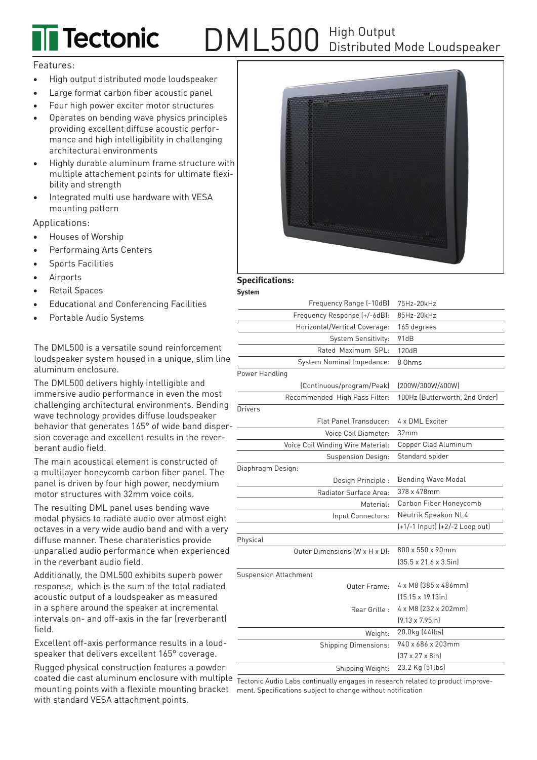# Tectonic DML500 High Output Distributed Mode Loudspeaker

Features:

- High output distributed mode loudspeaker
- Large format carbon fiber acoustic panel
- Four high power exciter motor structures
- Operates on bending wave physics principles providing excellent diffuse acoustic performance and high intelligibility in challenging architectural environments
- Highly durable aluminum frame structure with multiple attachement points for ultimate flexibility and strength
- Integrated multi use hardware with VESA mounting pattern

Applications:

- Houses of Worship
- Performaing Arts Centers
- Sports Facilities
- Airports
- Retail Spaces
- Educational and Conferencing Facilities
- Portable Audio Systems

The DML500 is a versatile sound reinforcement loudspeaker system housed in a unique, slim line aluminum enclosure.

The DML500 delivers highly intelligible and immersive audio performance in even the most challenging architectural environments. Bending wave technology provides diffuse loudspeaker behavior that generates 165° of wide band dispersion coverage and excellent results in the reverberant audio field.

The main acoustical element is constructed of a multilayer honeycomb carbon fiber panel. The panel is driven by four high power, neodymium motor structures with 32mm voice coils.

The resulting DML panel uses bending wave modal physics to radiate audio over almost eight octaves in a very wide audio band and with a very diffuse manner. These charateristics provide unparalled audio performance when experienced in the reverbant audio field.

Additionally, the DML500 exhibits superb power response, which is the sum of the total radiated acoustic output of a loudspeaker as measured in a sphere around the speaker at incremental intervals on- and off-axis in the far (reverberant) field.

Excellent off-axis performance results in a loudspeaker that delivers excellent 165° coverage.

Rugged physical construction features a powder coated die cast aluminum enclosure with multiple mounting points with a flexible mounting bracket with standard VESA attachment points.

## Specifications:

**System**

| | |
|---|---|
| Frequency Range (-10dB) | 75Hz-20kHz |
| Frequency Response (+/-6dB): | 85Hz-20kHz |
| Horizontal/Vertical Coverage: | 165 degrees |
| System Sensitivity: | 91dB |
| Rated Maximum SPL: | 120dB |
| System Nominal Impedance: | 8 Ohms |
| **Power Handling** | |
| (Continuous/program/Peak) | (200W/300W/400W) |
| Recommended High Pass Filter: | 100Hz (Butterworth, 2nd Order) |
| **Drivers** | |
| Flat Panel Transducer: | 4 x DML Exciter |
| Voice Coil Diameter: | 32mm |
| Voice Coil Winding Wire Material: | Copper Clad Aluminum |
| Suspension Design: | Standard spider |
| **Diaphragm Design:** | |
| Design Principle : | Bending Wave Modal |
| Radiator Surface Area: | 378 x 478mm |
| Material: | Carbon Fiber Honeycomb |
| Input Connectors: | Neutrik Speakon NL4 (+1/-1 Input) (+2/-2 Loop out) |
| **Physical** | |
| Outer Dimensions (W x H x D): | 800 x 550 x 90mm (35.5 x 21.6 x 3.5in) |
| **Suspension Attachment** | |
| Outer Frame: | 4 x M8 (385 x 486mm) (15.15 x 19.13in) |
| Rear Grille : | 4 x M8 (232 x 202mm) (9.13 x 7.95in) |
| Weight: | 20.0kg (44lbs) |
| Shipping Dimensions: | 940 x 686 x 203mm (37 x 27 x 8in) |
| Shipping Weight: | 23.2 Kg (51lbs) |

Tectonic Audio Labs continually engages in research related to product improvement. Specifications subject to change without notification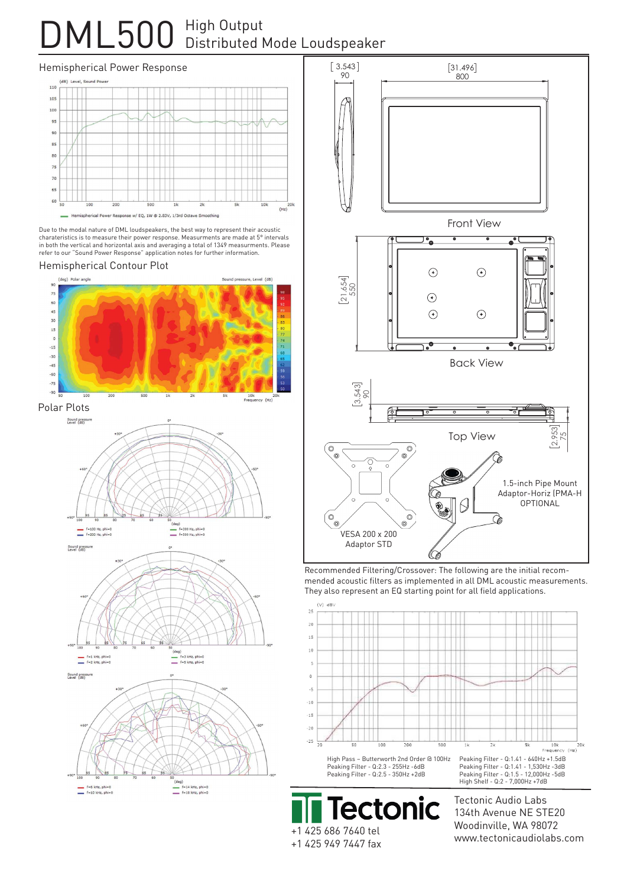# DML500 High Output Distributed Mode Loudspeaker

## Hemispherical Power Response

(dB) Level, Sound Power

110
105
100
95
90
85
80
75
70
65
60

50 100 200 500 1k 2k 5k 10k 20k (Hz)

Hemispherical Power Response w/ EQ, 1W @ 2.83V, 1/3rd Octave Smoothing

Due to the modal nature of DML loudspeakers, the best way to represent their acoustic charateristics is to measure their power response. Measurments are made at 5° intervals in both the vertical and horizontal axis and averaging a total of 1349 measurements. Please refer to our "Sound Power Response" application notes for further information.

## Hemispherical Contour Plot

(deg) Polar angle

Sound pressure, Level (dB)

90
75
60
45
30
15
0
-15
-30
-45
-60
-75
-90

50 100 200 500 1k 2k 5k 10k 20k Frequency (Hz)

98 95 92 89 86 83 80 77 74 71 68 65 62 59 56 53 50

## Polar Plots

Sound pressure Level (dB)

0° +30° -30° +60° -60° +90° -90°

100 90 80 70 60 50 (deg)

f=100 Hz, phi=0
f=200 Hz, phi=0
f=300 Hz, phi=0
f=500 Hz, phi=0

Sound pressure Level (dB)

0° +30° -30° +60° -60° +90° -90°

100 90 80 70 60 50 (deg)

f=1 kHz, phi=0
f=2 kHz, phi=0
f=3 kHz, phi=0
f=5 kHz, phi=0

Sound pressure Level (dB)

0° +30° -30° +60° -60° +90° -90°

100 90 80 70 60 50 (deg)

f=6 kHz, phi=0
f=10 kHz, phi=0
f=14 kHz, phi=0
f=18 kHz, phi=0

[ 3.543 ]
90

[31.496]
800

Front View

[21.654]
550

Back View

[3.543]
90

Top View

[2.953]
75

VESA 200 x 200
Adaptor STD

1.5-inch Pipe Mount
Adaptor-Horiz (PMA-H
OPTIONAL

Recommended Filtering/Crossover: The following are the initial recommended acoustic filters as implemented in all DML acoustic measurements. They also represent an EQ starting point for all field applications.

(V) dBV

25
20
15
10
5
0
-5
-10
-15
-20
-25

20 50 100 200 500 1k 2k 5k 10k 20k Frequency (Hz)

High Pass – Butterworth 2nd Order @ 100Hz
Peaking Filter - Q:2.3 - 255Hz -6dB
Peaking Filter - Q:2.5 - 350Hz +2dB

Peaking Filter - Q:1.41 - 640Hz +1.5dB
Peaking Filter - Q:1.41 - 1,530Hz -3dB
Peaking Filter - Q:1.5 - 12,000Hz -5dB
High Shelf - Q:2 - 7,000Hz +7dB

**Tectonic**

+1 425 686 7640 tel
+1 425 949 7447 fax

Tectonic Audio Labs
134th Avenue NE STE20
Woodinville, WA 98072
www.tectonicaudiolabs.com